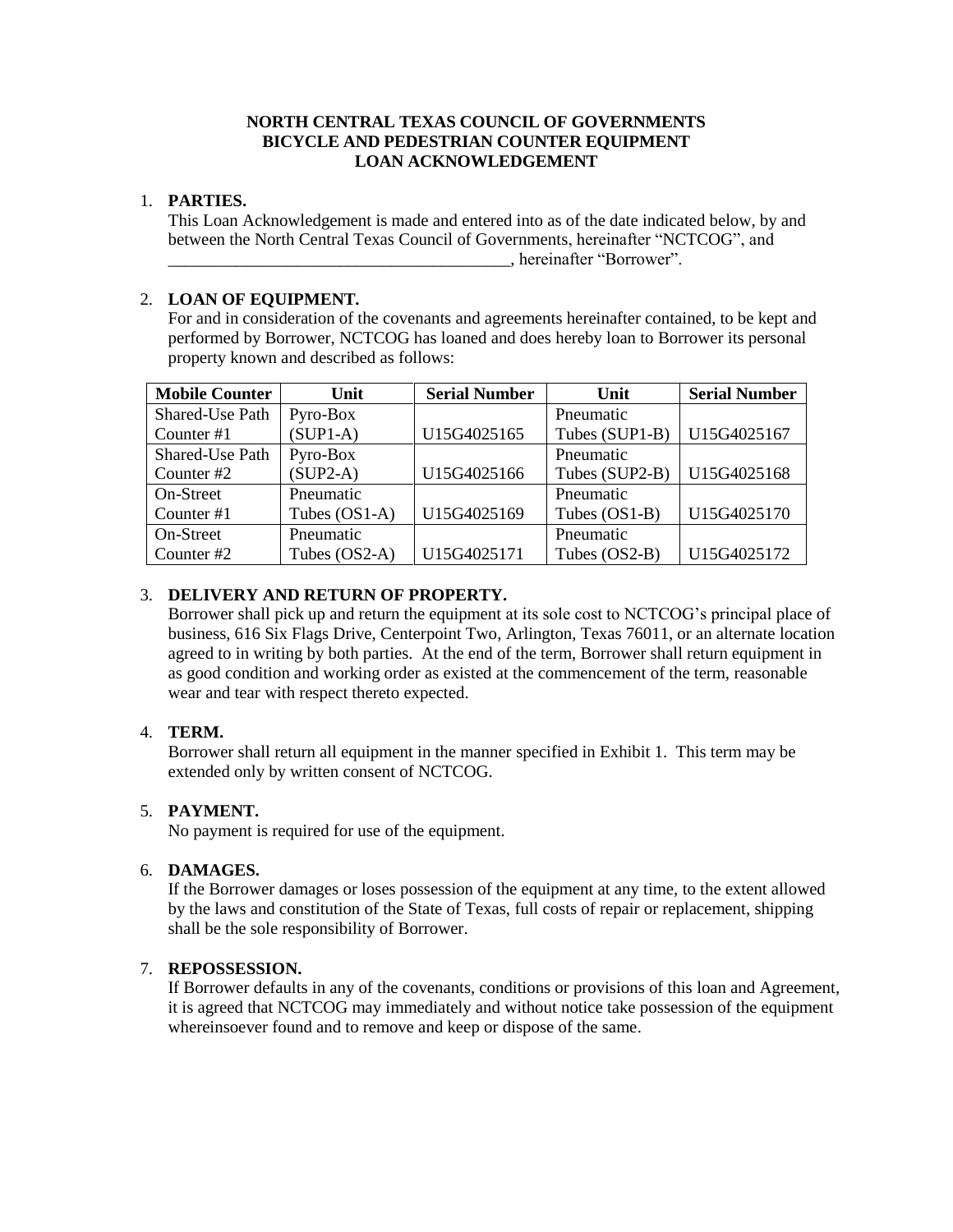**NORTH CENTRAL TEXAS COUNCIL OF GOVERNMENTS**
**BICYCLE AND PEDESTRIAN COUNTER EQUIPMENT**
**LOAN ACKNOWLEDGEMENT**

1. **PARTIES.**
   This Loan Acknowledgement is made and entered into as of the date indicated below, by and between the North Central Texas Council of Governments, hereinafter "NCTCOG", and _________________________________________, hereinafter "Borrower".

2. **LOAN OF EQUIPMENT.**
   For and in consideration of the covenants and agreements hereinafter contained, to be kept and performed by Borrower, NCTCOG has loaned and does hereby loan to Borrower its personal property known and described as follows:

| Mobile Counter | Unit | Serial Number | Unit | Serial Number |
|---|---|---|---|---|
| Shared-Use Path Counter #1 | Pyro-Box (SUP1-A) | U15G4025165 | Pneumatic Tubes (SUP1-B) | U15G4025167 |
| Shared-Use Path Counter #2 | Pyro-Box (SUP2-A) | U15G4025166 | Pneumatic Tubes (SUP2-B) | U15G4025168 |
| On-Street Counter #1 | Pneumatic Tubes (OS1-A) | U15G4025169 | Pneumatic Tubes (OS1-B) | U15G4025170 |
| On-Street Counter #2 | Pneumatic Tubes (OS2-A) | U15G4025171 | Pneumatic Tubes (OS2-B) | U15G4025172 |

3. **DELIVERY AND RETURN OF PROPERTY.**
   Borrower shall pick up and return the equipment at its sole cost to NCTCOG's principal place of business, 616 Six Flags Drive, Centerpoint Two, Arlington, Texas 76011, or an alternate location agreed to in writing by both parties. At the end of the term, Borrower shall return equipment in as good condition and working order as existed at the commencement of the term, reasonable wear and tear with respect thereto expected.

4. **TERM.**
   Borrower shall return all equipment in the manner specified in Exhibit 1. This term may be extended only by written consent of NCTCOG.

5. **PAYMENT.**
   No payment is required for use of the equipment.

6. **DAMAGES.**
   If the Borrower damages or loses possession of the equipment at any time, to the extent allowed by the laws and constitution of the State of Texas, full costs of repair or replacement, shipping shall be the sole responsibility of Borrower.

7. **REPOSSESSION.**
   If Borrower defaults in any of the covenants, conditions or provisions of this loan and Agreement, it is agreed that NCTCOG may immediately and without notice take possession of the equipment whereinsoever found and to remove and keep or dispose of the same.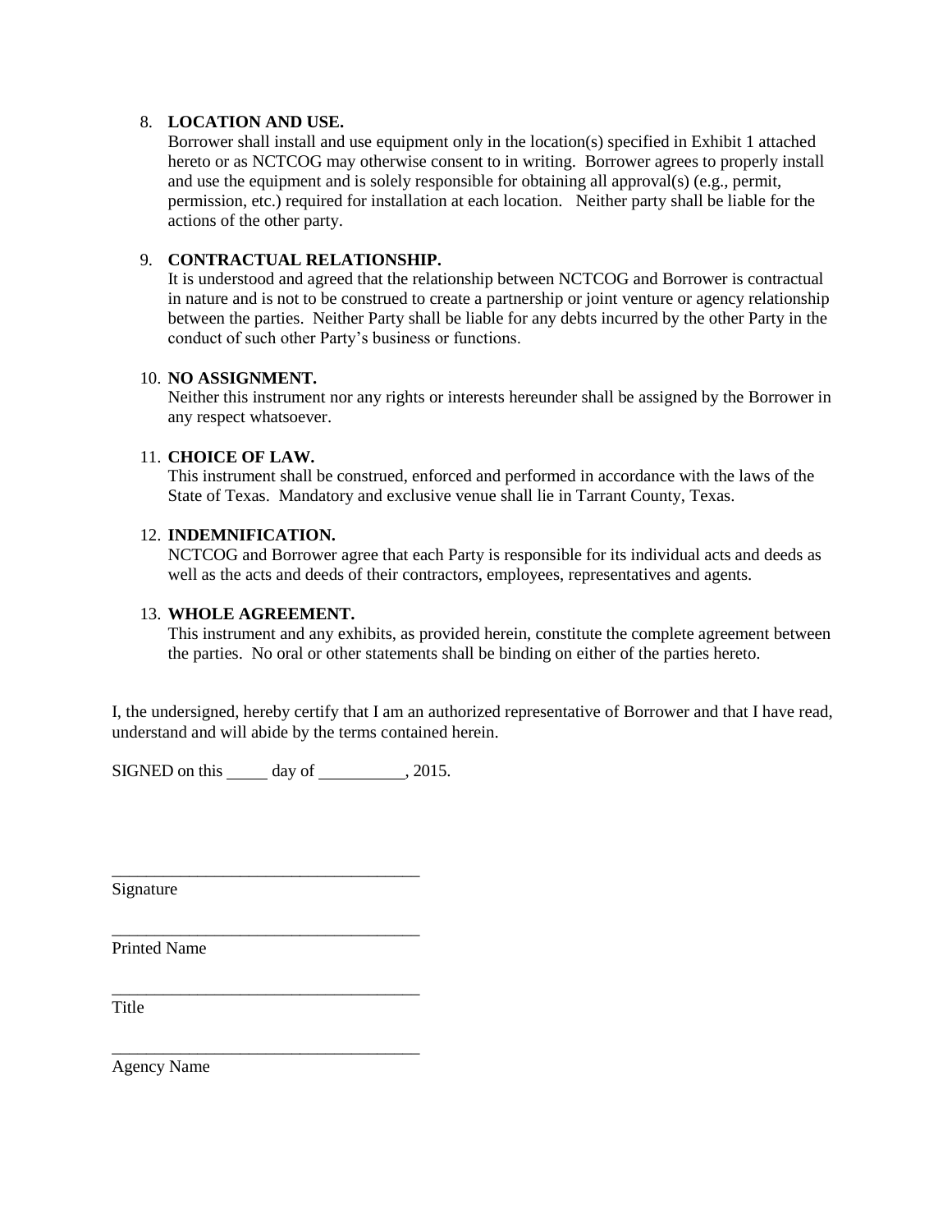8. **LOCATION AND USE.**
   Borrower shall install and use equipment only in the location(s) specified in Exhibit 1 attached hereto or as NCTCOG may otherwise consent to in writing. Borrower agrees to properly install and use the equipment and is solely responsible for obtaining all approval(s) (e.g., permit, permission, etc.) required for installation at each location. Neither party shall be liable for the actions of the other party.

9. **CONTRACTUAL RELATIONSHIP.**
   It is understood and agreed that the relationship between NCTCOG and Borrower is contractual in nature and is not to be construed to create a partnership or joint venture or agency relationship between the parties. Neither Party shall be liable for any debts incurred by the other Party in the conduct of such other Party's business or functions.

10. **NO ASSIGNMENT.**
    Neither this instrument nor any rights or interests hereunder shall be assigned by the Borrower in any respect whatsoever.

11. **CHOICE OF LAW.**
    This instrument shall be construed, enforced and performed in accordance with the laws of the State of Texas. Mandatory and exclusive venue shall lie in Tarrant County, Texas.

12. **INDEMNIFICATION.**
    NCTCOG and Borrower agree that each Party is responsible for its individual acts and deeds as well as the acts and deeds of their contractors, employees, representatives and agents.

13. **WHOLE AGREEMENT.**
    This instrument and any exhibits, as provided herein, constitute the complete agreement between the parties. No oral or other statements shall be binding on either of the parties hereto.

I, the undersigned, hereby certify that I am an authorized representative of Borrower and that I have read, understand and will abide by the terms contained herein.

SIGNED on this _____ day of __________, 2015.

____________________________________
Signature

____________________________________
Printed Name

____________________________________
Title

____________________________________
Agency Name